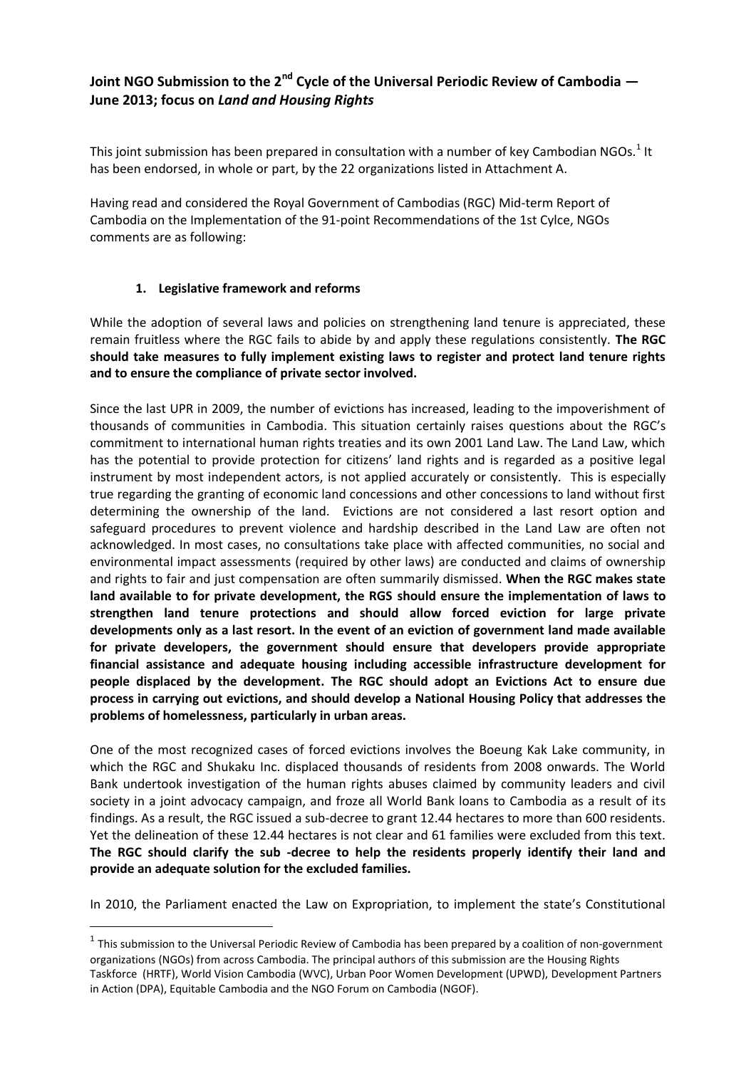# Joint NGO Submission to the 2nd Cycle of the Universal Periodic Review of Cambodia — June 2013; focus on *Land and Housing Rights*

This joint submission has been prepared in consultation with a number of key Cambodian NGOs.[1] It has been endorsed, in whole or part, by the 22 organizations listed in Attachment A.

Having read and considered the Royal Government of Cambodias (RGC) Mid-term Report of Cambodia on the Implementation of the 91-point Recommendations of the 1st Cylce, NGOs comments are as following:

1. **Legislative framework and reforms**

While the adoption of several laws and policies on strengthening land tenure is appreciated, these remain fruitless where the RGC fails to abide by and apply these regulations consistently. **The RGC should take measures to fully implement existing laws to register and protect land tenure rights and to ensure the compliance of private sector involved.**

Since the last UPR in 2009, the number of evictions has increased, leading to the impoverishment of thousands of communities in Cambodia. This situation certainly raises questions about the RGC's commitment to international human rights treaties and its own 2001 Land Law. The Land Law, which has the potential to provide protection for citizens' land rights and is regarded as a positive legal instrument by most independent actors, is not applied accurately or consistently. This is especially true regarding the granting of economic land concessions and other concessions to land without first determining the ownership of the land. Evictions are not considered a last resort option and safeguard procedures to prevent violence and hardship described in the Land Law are often not acknowledged. In most cases, no consultations take place with affected communities, no social and environmental impact assessments (required by other laws) are conducted and claims of ownership and rights to fair and just compensation are often summarily dismissed. **When the RGC makes state land available to for private development, the RGS should ensure the implementation of laws to strengthen land tenure protections and should allow forced eviction for large private developments only as a last resort. In the event of an eviction of government land made available for private developers, the government should ensure that developers provide appropriate financial assistance and adequate housing including accessible infrastructure development for people displaced by the development. The RGC should adopt an Evictions Act to ensure due process in carrying out evictions, and should develop a National Housing Policy that addresses the problems of homelessness, particularly in urban areas.**

One of the most recognized cases of forced evictions involves the Boeung Kak Lake community, in which the RGC and Shukaku Inc. displaced thousands of residents from 2008 onwards. The World Bank undertook investigation of the human rights abuses claimed by community leaders and civil society in a joint advocacy campaign, and froze all World Bank loans to Cambodia as a result of its findings. As a result, the RGC issued a sub-decree to grant 12.44 hectares to more than 600 residents. Yet the delineation of these 12.44 hectares is not clear and 61 families were excluded from this text. **The RGC should clarify the sub -decree to help the residents properly identify their land and provide an adequate solution for the excluded families.**

In 2010, the Parliament enacted the Law on Expropriation, to implement the state's Constitutional

---

[1] This submission to the Universal Periodic Review of Cambodia has been prepared by a coalition of non-government organizations (NGOs) from across Cambodia. The principal authors of this submission are the Housing Rights Taskforce (HRTF), World Vision Cambodia (WVC), Urban Poor Women Development (UPWD), Development Partners in Action (DPA), Equitable Cambodia and the NGO Forum on Cambodia (NGOF).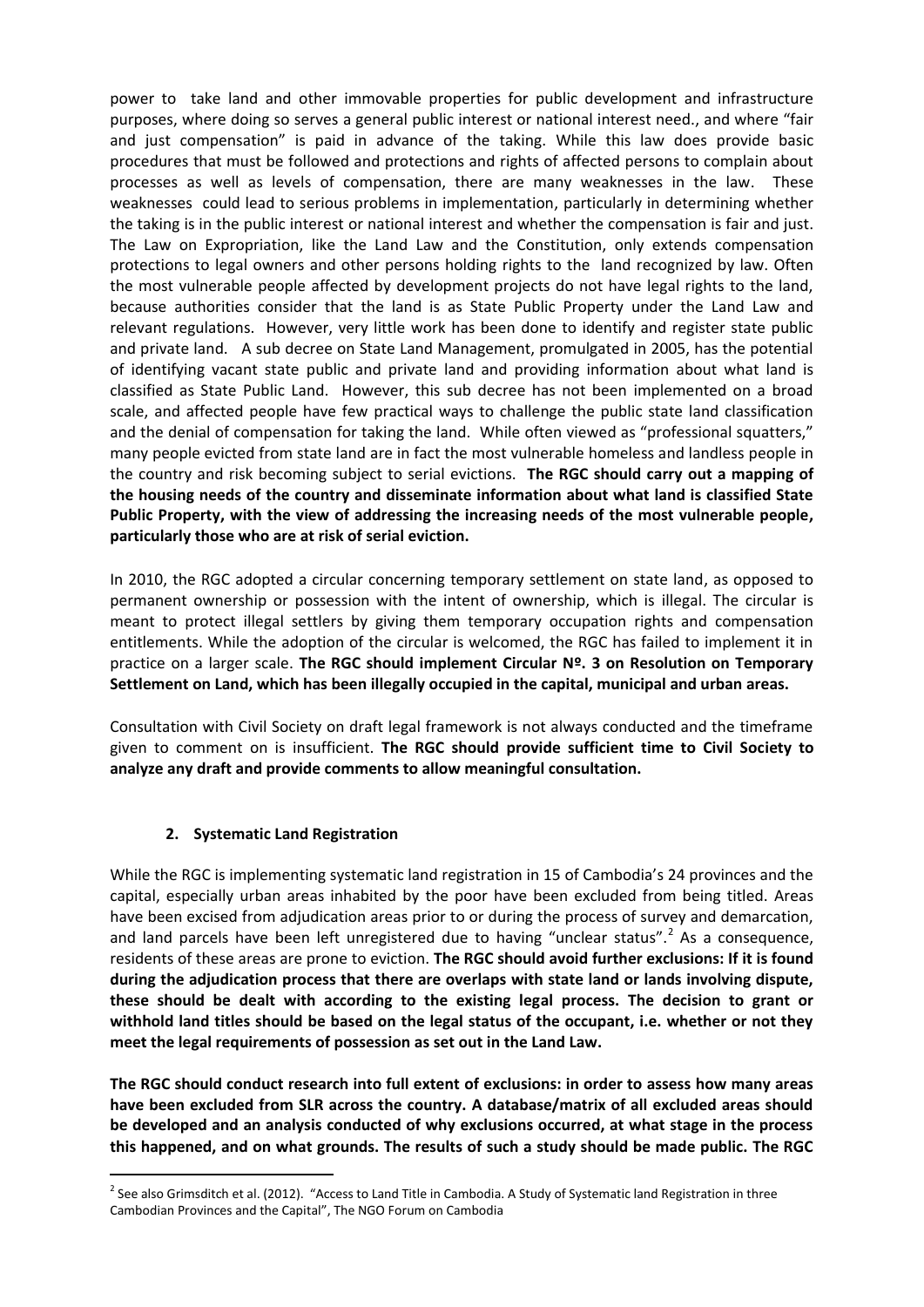power to take land and other immovable properties for public development and infrastructure purposes, where doing so serves a general public interest or national interest need., and where "fair and just compensation" is paid in advance of the taking. While this law does provide basic procedures that must be followed and protections and rights of affected persons to complain about processes as well as levels of compensation, there are many weaknesses in the law. These weaknesses could lead to serious problems in implementation, particularly in determining whether the taking is in the public interest or national interest and whether the compensation is fair and just. The Law on Expropriation, like the Land Law and the Constitution, only extends compensation protections to legal owners and other persons holding rights to the land recognized by law. Often the most vulnerable people affected by development projects do not have legal rights to the land, because authorities consider that the land is as State Public Property under the Land Law and relevant regulations. However, very little work has been done to identify and register state public and private land. A sub decree on State Land Management, promulgated in 2005, has the potential of identifying vacant state public and private land and providing information about what land is classified as State Public Land. However, this sub decree has not been implemented on a broad scale, and affected people have few practical ways to challenge the public state land classification and the denial of compensation for taking the land. While often viewed as "professional squatters," many people evicted from state land are in fact the most vulnerable homeless and landless people in the country and risk becoming subject to serial evictions. **The RGC should carry out a mapping of the housing needs of the country and disseminate information about what land is classified State Public Property, with the view of addressing the increasing needs of the most vulnerable people, particularly those who are at risk of serial eviction.**

In 2010, the RGC adopted a circular concerning temporary settlement on state land, as opposed to permanent ownership or possession with the intent of ownership, which is illegal. The circular is meant to protect illegal settlers by giving them temporary occupation rights and compensation entitlements. While the adoption of the circular is welcomed, the RGC has failed to implement it in practice on a larger scale. **The RGC should implement Circular Nº. 3 on Resolution on Temporary Settlement on Land, which has been illegally occupied in the capital, municipal and urban areas.**

Consultation with Civil Society on draft legal framework is not always conducted and the timeframe given to comment on is insufficient. **The RGC should provide sufficient time to Civil Society to analyze any draft and provide comments to allow meaningful consultation.**

## 2. Systematic Land Registration

While the RGC is implementing systematic land registration in 15 of Cambodia's 24 provinces and the capital, especially urban areas inhabited by the poor have been excluded from being titled. Areas have been excised from adjudication areas prior to or during the process of survey and demarcation, and land parcels have been left unregistered due to having "unclear status".[2] As a consequence, residents of these areas are prone to eviction. **The RGC should avoid further exclusions: If it is found during the adjudication process that there are overlaps with state land or lands involving dispute, these should be dealt with according to the existing legal process. The decision to grant or withhold land titles should be based on the legal status of the occupant, i.e. whether or not they meet the legal requirements of possession as set out in the Land Law.**

**The RGC should conduct research into full extent of exclusions: in order to assess how many areas have been excluded from SLR across the country. A database/matrix of all excluded areas should be developed and an analysis conducted of why exclusions occurred, at what stage in the process this happened, and on what grounds. The results of such a study should be made public. The RGC**

[2] See also Grimsditch et al. (2012). "Access to Land Title in Cambodia. A Study of Systematic land Registration in three Cambodian Provinces and the Capital", The NGO Forum on Cambodia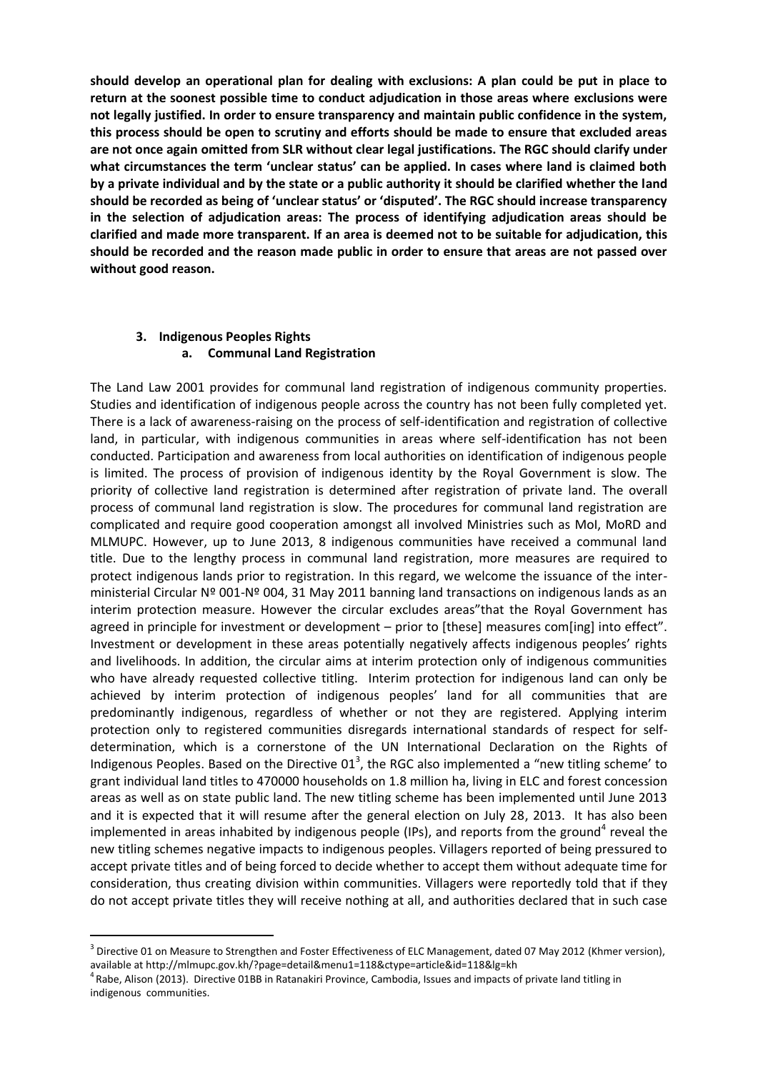**should develop an operational plan for dealing with exclusions: A plan could be put in place to return at the soonest possible time to conduct adjudication in those areas where exclusions were not legally justified. In order to ensure transparency and maintain public confidence in the system, this process should be open to scrutiny and efforts should be made to ensure that excluded areas are not once again omitted from SLR without clear legal justifications. The RGC should clarify under what circumstances the term 'unclear status' can be applied. In cases where land is claimed both by a private individual and by the state or a public authority it should be clarified whether the land should be recorded as being of 'unclear status' or 'disputed'. The RGC should increase transparency in the selection of adjudication areas: The process of identifying adjudication areas should be clarified and made more transparent. If an area is deemed not to be suitable for adjudication, this should be recorded and the reason made public in order to ensure that areas are not passed over without good reason.**

## 3. Indigenous Peoples Rights

### a. Communal Land Registration

The Land Law 2001 provides for communal land registration of indigenous community properties. Studies and identification of indigenous people across the country has not been fully completed yet. There is a lack of awareness-raising on the process of self-identification and registration of collective land, in particular, with indigenous communities in areas where self-identification has not been conducted. Participation and awareness from local authorities on identification of indigenous people is limited. The process of provision of indigenous identity by the Royal Government is slow. The priority of collective land registration is determined after registration of private land. The overall process of communal land registration is slow. The procedures for communal land registration are complicated and require good cooperation amongst all involved Ministries such as MoI, MoRD and MLMUPC. However, up to June 2013, 8 indigenous communities have received a communal land title. Due to the lengthy process in communal land registration, more measures are required to protect indigenous lands prior to registration. In this regard, we welcome the issuance of the inter-ministerial Circular Nº 001-Nº 004, 31 May 2011 banning land transactions on indigenous lands as an interim protection measure. However the circular excludes areas"that the Royal Government has agreed in principle for investment or development – prior to [these] measures com[ing] into effect". Investment or development in these areas potentially negatively affects indigenous peoples' rights and livelihoods. In addition, the circular aims at interim protection only of indigenous communities who have already requested collective titling. Interim protection for indigenous land can only be achieved by interim protection of indigenous peoples' land for all communities that are predominantly indigenous, regardless of whether or not they are registered. Applying interim protection only to registered communities disregards international standards of respect for self-determination, which is a cornerstone of the UN International Declaration on the Rights of Indigenous Peoples. Based on the Directive 01[3], the RGC also implemented a "new titling scheme' to grant individual land titles to 470000 households on 1.8 million ha, living in ELC and forest concession areas as well as on state public land. The new titling scheme has been implemented until June 2013 and it is expected that it will resume after the general election on July 28, 2013. It has also been implemented in areas inhabited by indigenous people (IPs), and reports from the ground[4] reveal the new titling schemes negative impacts to indigenous peoples. Villagers reported of being pressured to accept private titles and of being forced to decide whether to accept them without adequate time for consideration, thus creating division within communities. Villagers were reportedly told that if they do not accept private titles they will receive nothing at all, and authorities declared that in such case

---

[3] Directive 01 on Measure to Strengthen and Foster Effectiveness of ELC Management, dated 07 May 2012 (Khmer version), available at http://mlmupc.gov.kh/?page=detail&menu1=118&ctype=article&id=118&lg=kh

[4] Rabe, Alison (2013). Directive 01BB in Ratanakiri Province, Cambodia, Issues and impacts of private land titling in indigenous communities.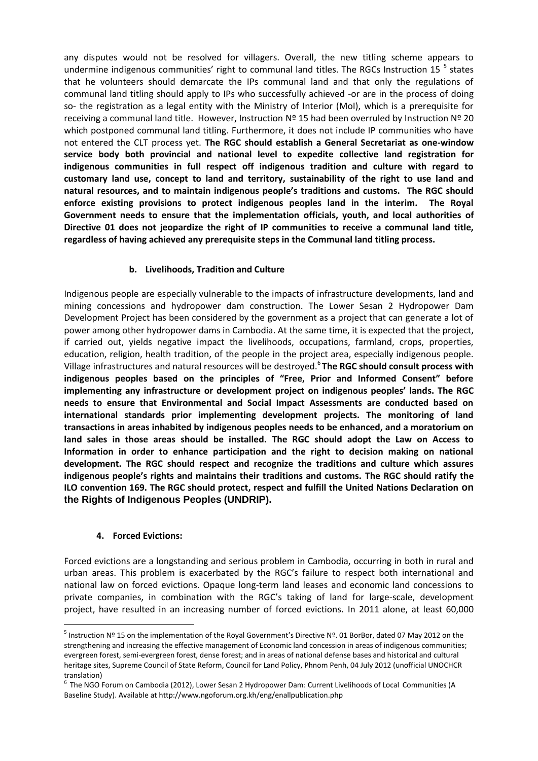any disputes would not be resolved for villagers. Overall, the new titling scheme appears to undermine indigenous communities' right to communal land titles. The RGCs Instruction 15 [5] states that he volunteers should demarcate the IPs communal land and that only the regulations of communal land titling should apply to IPs who successfully achieved -or are in the process of doing so- the registration as a legal entity with the Ministry of Interior (MoI), which is a prerequisite for receiving a communal land title. However, Instruction Nº 15 had been overruled by Instruction Nº 20 which postponed communal land titling. Furthermore, it does not include IP communities who have not entered the CLT process yet. **The RGC should establish a General Secretariat as one-window service body both provincial and national level to expedite collective land registration for indigenous communities in full respect off indigenous tradition and culture with regard to customary land use, concept to land and territory, sustainability of the right to use land and natural resources, and to maintain indigenous people's traditions and customs. The RGC should enforce existing provisions to protect indigenous peoples land in the interim. The Royal Government needs to ensure that the implementation officials, youth, and local authorities of Directive 01 does not jeopardize the right of IP communities to receive a communal land title, regardless of having achieved any prerequisite steps in the Communal land titling process.**

#### b. Livelihoods, Tradition and Culture

Indigenous people are especially vulnerable to the impacts of infrastructure developments, land and mining concessions and hydropower dam construction. The Lower Sesan 2 Hydropower Dam Development Project has been considered by the government as a project that can generate a lot of power among other hydropower dams in Cambodia. At the same time, it is expected that the project, if carried out, yields negative impact the livelihoods, occupations, farmland, crops, properties, education, religion, health tradition, of the people in the project area, especially indigenous people. Village infrastructures and natural resources will be destroyed.[6] **The RGC should consult process with indigenous peoples based on the principles of "Free, Prior and Informed Consent" before implementing any infrastructure or development project on indigenous peoples' lands. The RGC needs to ensure that Environmental and Social Impact Assessments are conducted based on international standards prior implementing development projects. The monitoring of land transactions in areas inhabited by indigenous peoples needs to be enhanced, and a moratorium on land sales in those areas should be installed. The RGC should adopt the Law on Access to Information in order to enhance participation and the right to decision making on national development. The RGC should respect and recognize the traditions and culture which assures indigenous people's rights and maintains their traditions and customs. The RGC should ratify the ILO convention 169. The RGC should protect, respect and fulfill the United Nations Declaration on the Rights of Indigenous Peoples (UNDRIP).**

### 4. Forced Evictions:

Forced evictions are a longstanding and serious problem in Cambodia, occurring in both in rural and urban areas. This problem is exacerbated by the RGC's failure to respect both international and national law on forced evictions. Opaque long-term land leases and economic land concessions to private companies, in combination with the RGC's taking of land for large-scale, development project, have resulted in an increasing number of forced evictions. In 2011 alone, at least 60,000

---

[5] Instruction Nº 15 on the implementation of the Royal Government's Directive Nº. 01 BorBor, dated 07 May 2012 on the strengthening and increasing the effective management of Economic land concession in areas of indigenous communities; evergreen forest, semi-evergreen forest, dense forest; and in areas of national defense bases and historical and cultural heritage sites, Supreme Council of State Reform, Council for Land Policy, Phnom Penh, 04 July 2012 (unofficial UNOCHCR translation)

[6] The NGO Forum on Cambodia (2012), Lower Sesan 2 Hydropower Dam: Current Livelihoods of Local Communities (A Baseline Study). Available at http://www.ngoforum.org.kh/eng/enallpublication.php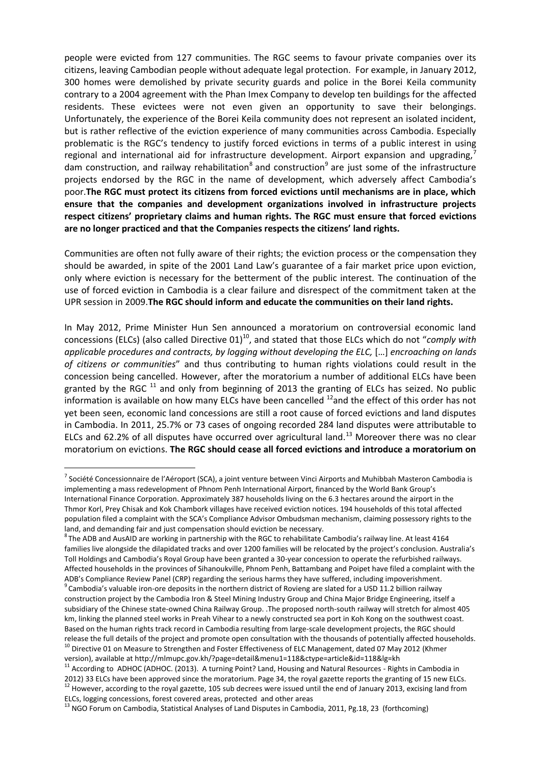people were evicted from 127 communities. The RGC seems to favour private companies over its citizens, leaving Cambodian people without adequate legal protection. For example, in January 2012, 300 homes were demolished by private security guards and police in the Borei Keila community contrary to a 2004 agreement with the Phan Imex Company to develop ten buildings for the affected residents. These evictees were not even given an opportunity to save their belongings. Unfortunately, the experience of the Borei Keila community does not represent an isolated incident, but is rather reflective of the eviction experience of many communities across Cambodia. Especially problematic is the RGC's tendency to justify forced evictions in terms of a public interest in using regional and international aid for infrastructure development. Airport expansion and upgrading,[7] dam construction, and railway rehabilitation[8] and construction[9] are just some of the infrastructure projects endorsed by the RGC in the name of development, which adversely affect Cambodia's poor.**The RGC must protect its citizens from forced evictions until mechanisms are in place, which ensure that the companies and development organizations involved in infrastructure projects respect citizens' proprietary claims and human rights. The RGC must ensure that forced evictions are no longer practiced and that the Companies respects the citizens' land rights.**

Communities are often not fully aware of their rights; the eviction process or the compensation they should be awarded, in spite of the 2001 Land Law's guarantee of a fair market price upon eviction, only where eviction is necessary for the betterment of the public interest. The continuation of the use of forced eviction in Cambodia is a clear failure and disrespect of the commitment taken at the UPR session in 2009.**The RGC should inform and educate the communities on their land rights.**

In May 2012, Prime Minister Hun Sen announced a moratorium on controversial economic land concessions (ELCs) (also called Directive 01)[10], and stated that those ELCs which do not "*comply with applicable procedures and contracts, by logging without developing the ELC,* […] *encroaching on lands of citizens or communities*" and thus contributing to human rights violations could result in the concession being cancelled. However, after the moratorium a number of additional ELCs have been granted by the RGC [11] and only from beginning of 2013 the granting of ELCs has seized. No public information is available on how many ELCs have been cancelled [12]and the effect of this order has not yet been seen, economic land concessions are still a root cause of forced evictions and land disputes in Cambodia. In 2011, 25.7% or 73 cases of ongoing recorded 284 land disputes were attributable to ELCs and 62.2% of all disputes have occurred over agricultural land.[13] Moreover there was no clear moratorium on evictions. **The RGC should cease all forced evictions and introduce a moratorium on**

---

[7] Société Concessionnaire de l'Aéroport (SCA), a joint venture between Vinci Airports and Muhibbah Masteron Cambodia is implementing a mass redevelopment of Phnom Penh International Airport, financed by the World Bank Group's International Finance Corporation. Approximately 387 households living on the 6.3 hectares around the airport in the Thmor Korl, Prey Chisak and Kok Chambork villages have received eviction notices. 194 households of this total affected population filed a complaint with the SCA's Compliance Advisor Ombudsman mechanism, claiming possessory rights to the land, and demanding fair and just compensation should eviction be necessary.

[8] The ADB and AusAID are working in partnership with the RGC to rehabilitate Cambodia's railway line. At least 4164 families live alongside the dilapidated tracks and over 1200 families will be relocated by the project's conclusion. Australia's Toll Holdings and Cambodia's Royal Group have been granted a 30-year concession to operate the refurbished railways. Affected households in the provinces of Sihanoukville, Phnom Penh, Battambang and Poipet have filed a complaint with the ADB's Compliance Review Panel (CRP) regarding the serious harms they have suffered, including impoverishment.

[9] Cambodia's valuable iron-ore deposits in the northern district of Rovieng are slated for a USD 11.2 billion railway construction project by the Cambodia Iron & Steel Mining Industry Group and China Major Bridge Engineering, itself a subsidiary of the Chinese state-owned China Railway Group. .The proposed north-south railway will stretch for almost 405 km, linking the planned steel works in Preah Vihear to a newly constructed sea port in Koh Kong on the southwest coast. Based on the human rights track record in Cambodia resulting from large-scale development projects, the RGC should release the full details of the project and promote open consultation with the thousands of potentially affected households.

[10] Directive 01 on Measure to Strengthen and Foster Effectiveness of ELC Management, dated 07 May 2012 (Khmer version), available at http://mlmupc.gov.kh/?page=detail&menu1=118&ctype=article&id=118&lg=kh

[11] According to ADHOC (ADHOC. (2013). A turning Point? Land, Housing and Natural Resources - Rights in Cambodia in 2012) 33 ELCs have been approved since the moratorium. Page 34, the royal gazette reports the granting of 15 new ELCs.

[12] However, according to the royal gazette, 105 sub decrees were issued until the end of January 2013, excising land from ELCs, logging concessions, forest covered areas, protected and other areas

[13] NGO Forum on Cambodia, Statistical Analyses of Land Disputes in Cambodia, 2011, Pg.18, 23 (forthcoming)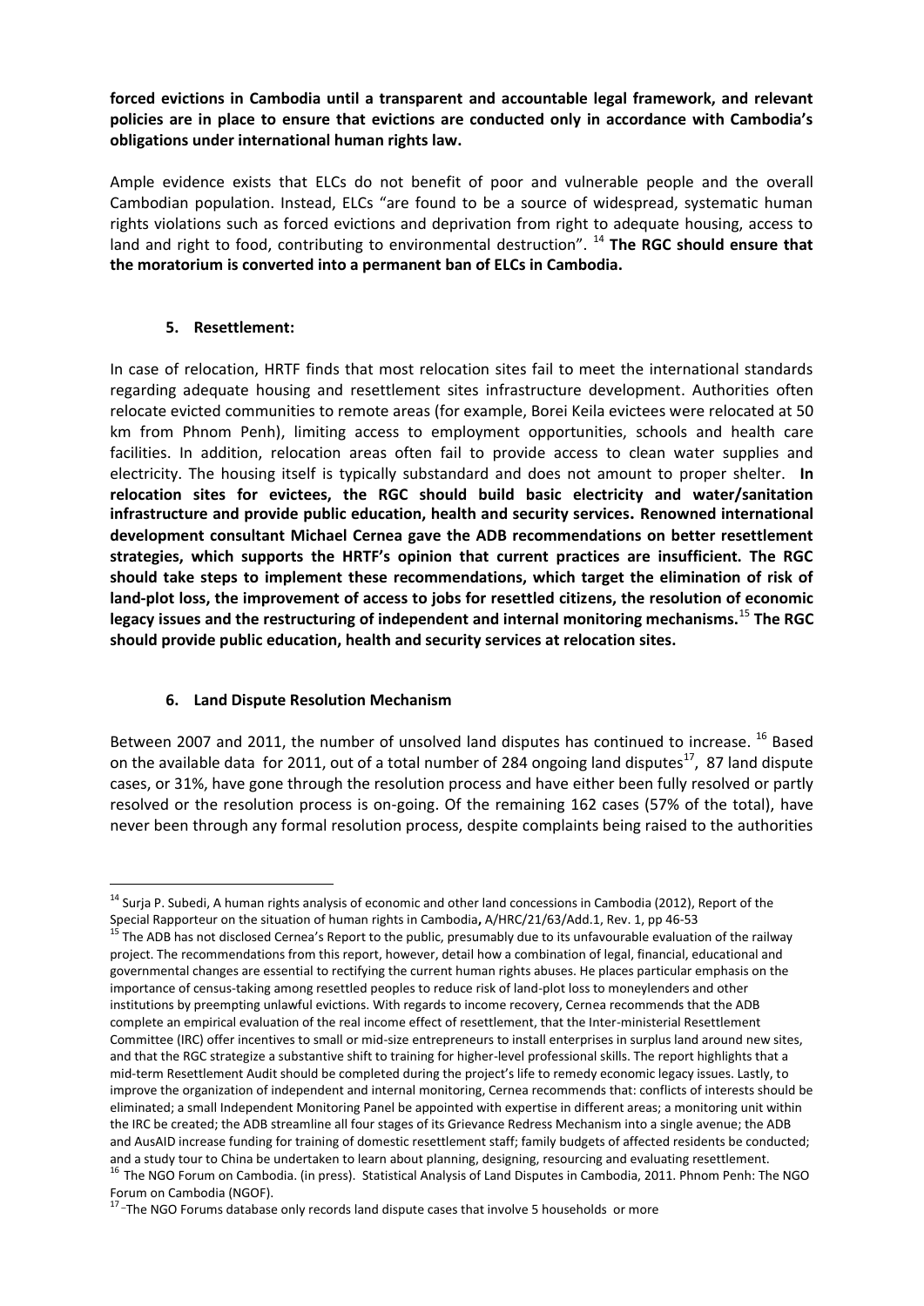**forced evictions in Cambodia until a transparent and accountable legal framework, and relevant policies are in place to ensure that evictions are conducted only in accordance with Cambodia's obligations under international human rights law.**

Ample evidence exists that ELCs do not benefit of poor and vulnerable people and the overall Cambodian population. Instead, ELCs "are found to be a source of widespread, systematic human rights violations such as forced evictions and deprivation from right to adequate housing, access to land and right to food, contributing to environmental destruction". [14] **The RGC should ensure that the moratorium is converted into a permanent ban of ELCs in Cambodia.**

## 5. Resettlement:

In case of relocation, HRTF finds that most relocation sites fail to meet the international standards regarding adequate housing and resettlement sites infrastructure development. Authorities often relocate evicted communities to remote areas (for example, Borei Keila evictees were relocated at 50 km from Phnom Penh), limiting access to employment opportunities, schools and health care facilities. In addition, relocation areas often fail to provide access to clean water supplies and electricity. The housing itself is typically substandard and does not amount to proper shelter. **In relocation sites for evictees, the RGC should build basic electricity and water/sanitation infrastructure and provide public education, health and security services. Renowned international development consultant Michael Cernea gave the ADB recommendations on better resettlement strategies, which supports the HRTF's opinion that current practices are insufficient. The RGC should take steps to implement these recommendations, which target the elimination of risk of land-plot loss, the improvement of access to jobs for resettled citizens, the resolution of economic legacy issues and the restructuring of independent and internal monitoring mechanisms.**[15] **The RGC should provide public education, health and security services at relocation sites.**

## 6. Land Dispute Resolution Mechanism

Between 2007 and 2011, the number of unsolved land disputes has continued to increase. [16] Based on the available data for 2011, out of a total number of 284 ongoing land disputes[17], 87 land dispute cases, or 31%, have gone through the resolution process and have either been fully resolved or partly resolved or the resolution process is on-going. Of the remaining 162 cases (57% of the total), have never been through any formal resolution process, despite complaints being raised to the authorities

---

[14] Surja P. Subedi, A human rights analysis of economic and other land concessions in Cambodia (2012), Report of the Special Rapporteur on the situation of human rights in Cambodia**,** A/HRC/21/63/Add.1, Rev. 1, pp 46-53

[15] The ADB has not disclosed Cernea's Report to the public, presumably due to its unfavourable evaluation of the railway project. The recommendations from this report, however, detail how a combination of legal, financial, educational and governmental changes are essential to rectifying the current human rights abuses. He places particular emphasis on the importance of census-taking among resettled peoples to reduce risk of land-plot loss to moneylenders and other institutions by preempting unlawful evictions. With regards to income recovery, Cernea recommends that the ADB complete an empirical evaluation of the real income effect of resettlement, that the Inter-ministerial Resettlement Committee (IRC) offer incentives to small or mid-size entrepreneurs to install enterprises in surplus land around new sites, and that the RGC strategize a substantive shift to training for higher-level professional skills. The report highlights that a mid-term Resettlement Audit should be completed during the project's life to remedy economic legacy issues. Lastly, to improve the organization of independent and internal monitoring, Cernea recommends that: conflicts of interests should be eliminated; a small Independent Monitoring Panel be appointed with expertise in different areas; a monitoring unit within the IRC be created; the ADB streamline all four stages of its Grievance Redress Mechanism into a single avenue; the ADB and AusAID increase funding for training of domestic resettlement staff; family budgets of affected residents be conducted; and a study tour to China be undertaken to learn about planning, designing, resourcing and evaluating resettlement.

[16] The NGO Forum on Cambodia. (in press). Statistical Analysis of Land Disputes in Cambodia, 2011. Phnom Penh: The NGO Forum on Cambodia (NGOF).

[17] The NGO Forums database only records land dispute cases that involve 5 households or more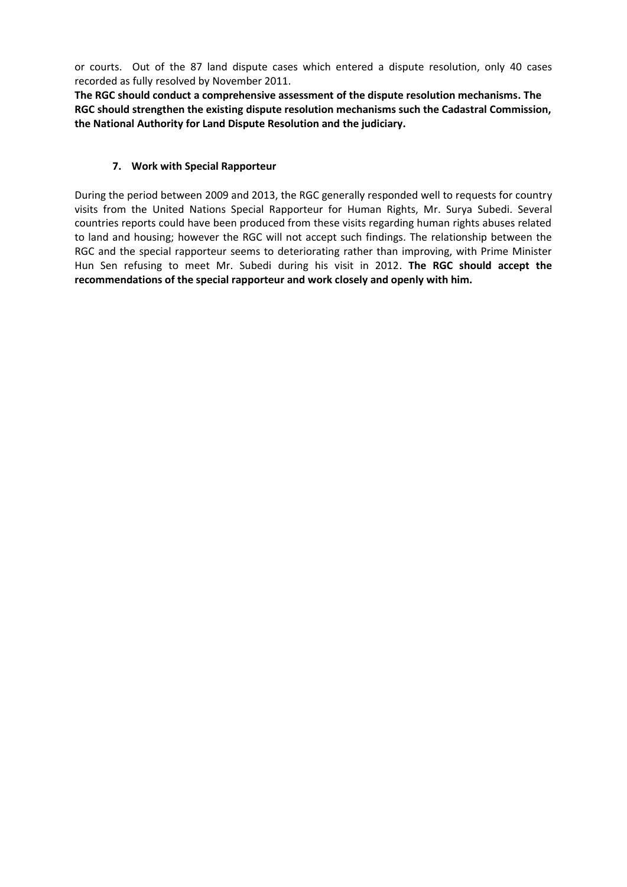or courts. Out of the 87 land dispute cases which entered a dispute resolution, only 40 cases recorded as fully resolved by November 2011.

**The RGC should conduct a comprehensive assessment of the dispute resolution mechanisms. The RGC should strengthen the existing dispute resolution mechanisms such the Cadastral Commission, the National Authority for Land Dispute Resolution and the judiciary.**

### 7. Work with Special Rapporteur

During the period between 2009 and 2013, the RGC generally responded well to requests for country visits from the United Nations Special Rapporteur for Human Rights, Mr. Surya Subedi. Several countries reports could have been produced from these visits regarding human rights abuses related to land and housing; however the RGC will not accept such findings. The relationship between the RGC and the special rapporteur seems to deteriorating rather than improving, with Prime Minister Hun Sen refusing to meet Mr. Subedi during his visit in 2012. **The RGC should accept the recommendations of the special rapporteur and work closely and openly with him.**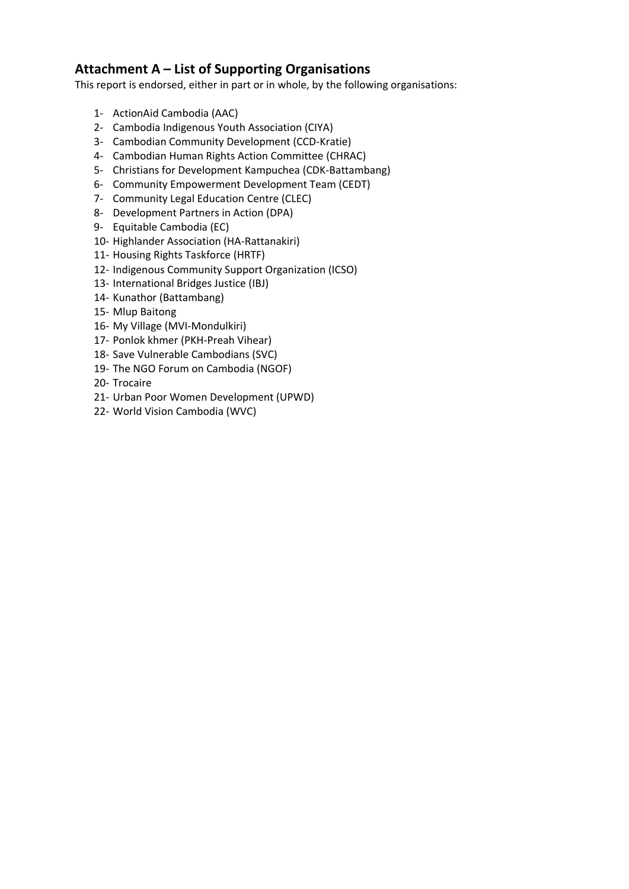## Attachment A – List of Supporting Organisations

This report is endorsed, either in part or in whole, by the following organisations:

1- ActionAid Cambodia (AAC)
2- Cambodia Indigenous Youth Association (CIYA)
3- Cambodian Community Development (CCD-Kratie)
4- Cambodian Human Rights Action Committee (CHRAC)
5- Christians for Development Kampuchea (CDK-Battambang)
6- Community Empowerment Development Team (CEDT)
7- Community Legal Education Centre (CLEC)
8- Development Partners in Action (DPA)
9- Equitable Cambodia (EC)
10- Highlander Association (HA-Rattanakiri)
11- Housing Rights Taskforce (HRTF)
12- Indigenous Community Support Organization (ICSO)
13- International Bridges Justice (IBJ)
14- Kunathor (Battambang)
15- Mlup Baitong
16- My Village (MVI-Mondulkiri)
17- Ponlok khmer (PKH-Preah Vihear)
18- Save Vulnerable Cambodians (SVC)
19- The NGO Forum on Cambodia (NGOF)
20- Trocaire
21- Urban Poor Women Development (UPWD)
22- World Vision Cambodia (WVC)